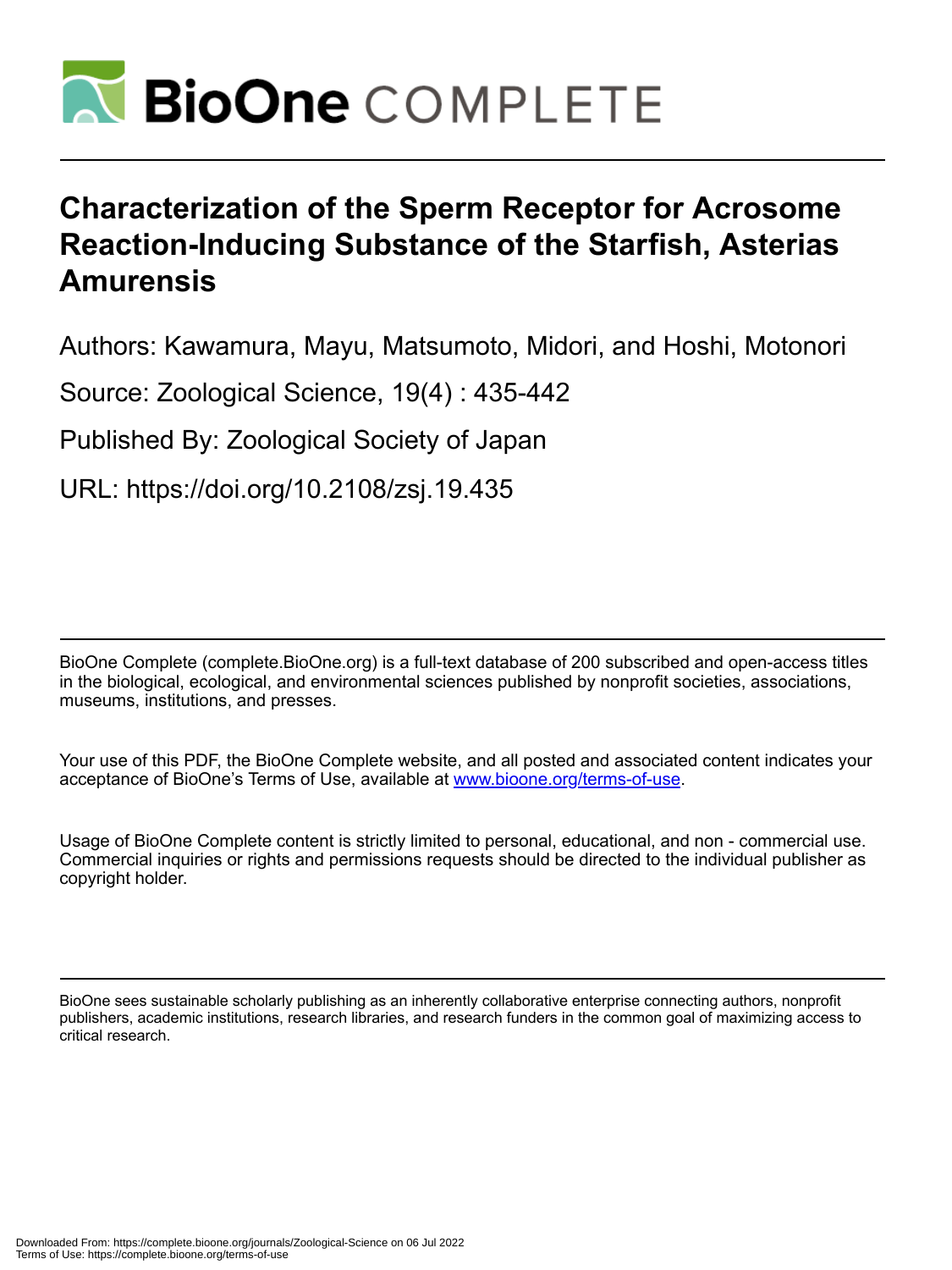# Characterization of the Sperm Receptor for Acrosome Reaction-Inducing Substance of the Starfish, Asterias Amurensis

Authors: Kawamura, Mayu, Matsumoto, Midori, and Hoshi, Motonori

Source: Zoological Science, 19(4) : 435-442

Published By: Zoological Society of Japan

URL: https://doi.org/10.2108/zsj.19.435

BioOne Complete (complete.BioOne.org) is a full-text database of 200 subscribed and open-access titles in the biological, ecological, and environmental sciences published by nonprofit societies, associations, museums, institutions, and presses.

Your use of this PDF, the BioOne Complete website, and all posted and associated content indicates your acceptance of BioOne's Terms of Use, available at www.bioone.org/terms-of-use.

Usage of BioOne Complete content is strictly limited to personal, educational, and non - commercial use. Commercial inquiries or rights and permissions requests should be directed to the individual publisher as copyright holder.

BioOne sees sustainable scholarly publishing as an inherently collaborative enterprise connecting authors, nonprofit publishers, academic institutions, research libraries, and research funders in the common goal of maximizing access to critical research.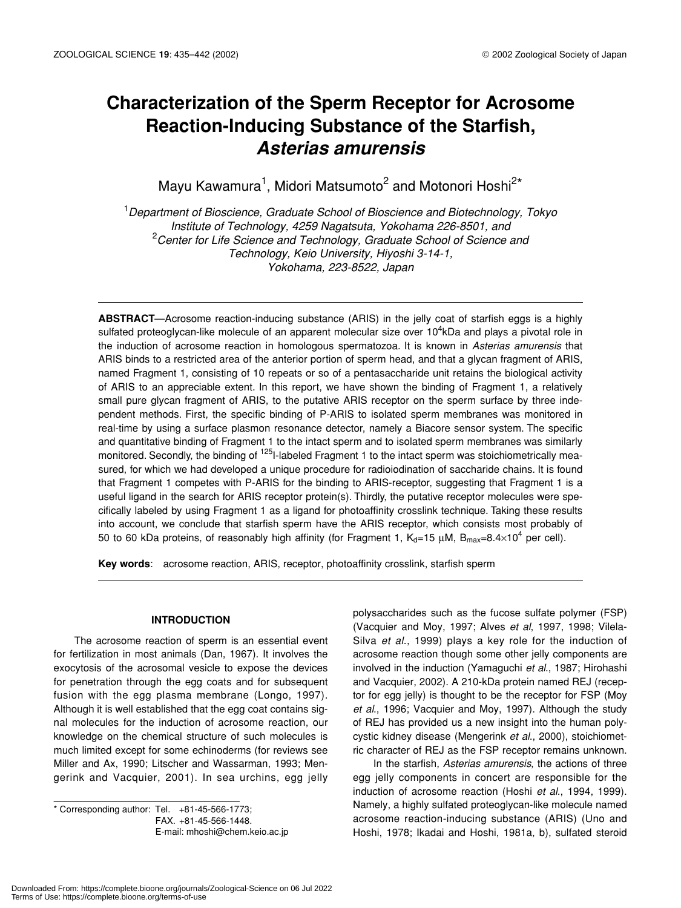# Characterization of the Sperm Receptor for Acrosome Reaction-Inducing Substance of the Starfish, *Asterias amurensis*

Mayu Kawamura[1], Midori Matsumoto[2] and Motonori Hoshi[2]*

[1]*Department of Bioscience, Graduate School of Bioscience and Biotechnology, Tokyo Institute of Technology, 4259 Nagatsuta, Yokohama 226-8501, and*
[2]*Center for Life Science and Technology, Graduate School of Science and Technology, Keio University, Hiyoshi 3-14-1, Yokohama, 223-8522, Japan*

**ABSTRACT**—Acrosome reaction-inducing substance (ARIS) in the jelly coat of starfish eggs is a highly sulfated proteoglycan-like molecule of an apparent molecular size over $10^4$kDa and plays a pivotal role in the induction of acrosome reaction in homologous spermatozoa. It is known in *Asterias amurensis* that ARIS binds to a restricted area of the anterior portion of sperm head, and that a glycan fragment of ARIS, named Fragment 1, consisting of 10 repeats or so of a pentasaccharide unit retains the biological activity of ARIS to an appreciable extent. In this report, we have shown the binding of Fragment 1, a relatively small pure glycan fragment of ARIS, to the putative ARIS receptor on the sperm surface by three independent methods. First, the specific binding of P-ARIS to isolated sperm membranes was monitored in real-time by using a surface plasmon resonance detector, namely a Biacore sensor system. The specific and quantitative binding of Fragment 1 to the intact sperm and to isolated sperm membranes was similarly monitored. Secondly, the binding of $^{125}$I-labeled Fragment 1 to the intact sperm was stoichiometrically measured, for which we had developed a unique procedure for radioiodination of saccharide chains. It is found that Fragment 1 competes with P-ARIS for the binding to ARIS-receptor, suggesting that Fragment 1 is a useful ligand in the search for ARIS receptor protein(s). Thirdly, the putative receptor molecules were specifically labeled by using Fragment 1 as a ligand for photoaffinity crosslink technique. Taking these results into account, we conclude that starfish sperm have the ARIS receptor, which consists most probably of 50 to 60 kDa proteins, of reasonably high affinity (for Fragment 1, $K_d$=15 μM, $B_{max}$=8.4×$10^4$ per cell).

**Key words**: acrosome reaction, ARIS, receptor, photoaffinity crosslink, starfish sperm

## INTRODUCTION

The acrosome reaction of sperm is an essential event for fertilization in most animals (Dan, 1967). It involves the exocytosis of the acrosomal vesicle to expose the devices for penetration through the egg coats and for subsequent fusion with the egg plasma membrane (Longo, 1997). Although it is well established that the egg coat contains signal molecules for the induction of acrosome reaction, our knowledge on the chemical structure of such molecules is much limited except for some echinoderms (for reviews see Miller and Ax, 1990; Litscher and Wassarman, 1993; Mengerink and Vacquier, 2001). In sea urchins, egg jelly polysaccharides such as the fucose sulfate polymer (FSP) (Vacquier and Moy, 1997; Alves *et al*, 1997, 1998; Vilela-Silva *et al*., 1999) plays a key role for the induction of acrosome reaction though some other jelly components are involved in the induction (Yamaguchi *et al*., 1987; Hirohashi and Vacquier, 2002). A 210-kDa protein named REJ (receptor for egg jelly) is thought to be the receptor for FSP (Moy *et al*., 1996; Vacquier and Moy, 1997). Although the study of REJ has provided us a new insight into the human polycystic kidney disease (Mengerink *et al*., 2000), stoichiometric character of REJ as the FSP receptor remains unknown.

In the starfish, *Asterias amurensis*, the actions of three egg jelly components in concert are responsible for the induction of acrosome reaction (Hoshi *et al*., 1994, 1999). Namely, a highly sulfated proteoglycan-like molecule named acrosome reaction-inducing substance (ARIS) (Uno and Hoshi, 1978; Ikadai and Hoshi, 1981a, b), sulfated steroid

\* Corresponding author: Tel. +81-45-566-1773;
FAX. +81-45-566-1448.
E-mail: mhoshi@chem.keio.ac.jp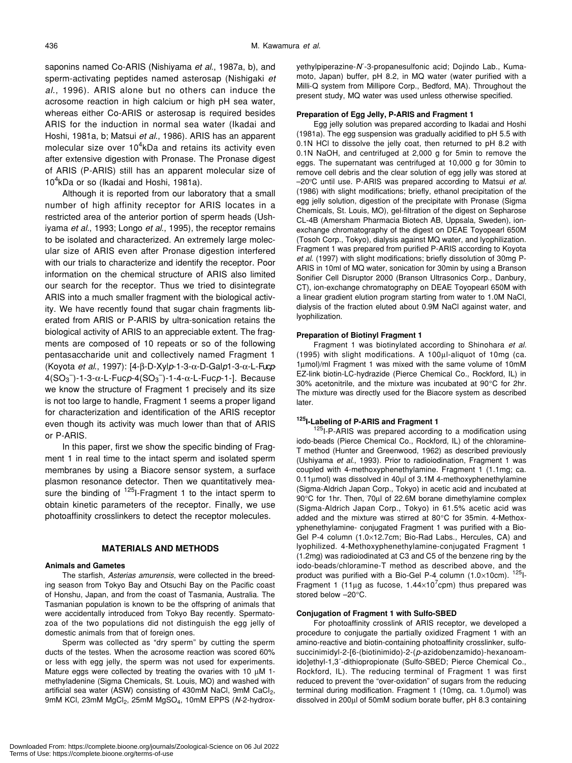saponins named Co-ARIS (Nishiyama *et al*., 1987a, b), and sperm-activating peptides named asterosap (Nishigaki *et al*., 1996). ARIS alone but no others can induce the acrosome reaction in high calcium or high pH sea water, whereas either Co-ARIS or asterosap is required besides ARIS for the induction in normal sea water (Ikadai and Hoshi, 1981a, b; Matsui *et al*., 1986). ARIS has an apparent molecular size over $10^4$kDa and retains its activity even after extensive digestion with Pronase. The Pronase digest of ARIS (P-ARIS) still has an apparent molecular size of $10^4$kDa or so (Ikadai and Hoshi, 1981a).

Although it is reported from our laboratory that a small number of high affinity receptor for ARIS locates in a restricted area of the anterior portion of sperm heads (Ushiyama *et al*., 1993; Longo *et al*., 1995), the receptor remains to be isolated and characterized. An extremely large molecular size of ARIS even after Pronase digestion interfered with our trials to characterize and identify the receptor. Poor information on the chemical structure of ARIS also limited our search for the receptor. Thus we tried to disintegrate ARIS into a much smaller fragment with the biological activity. We have recently found that sugar chain fragments liberated from ARIS or P-ARIS by ultra-sonication retains the biological activity of ARIS to an appreciable extent. The fragments are composed of 10 repeats or so of the following pentasaccharide unit and collectively named Fragment 1 (Koyota *et al*., 1997): [4-β-D-Xyl*p*-1-3-α-D-Gal*p*1-3-α-L-Fuc*p*-4($SO_3^-$)-1-3-α-L-Fuc*p*-4($SO_3^-$)-1-4-α-L-Fuc*p*-1-]. Because we know the structure of Fragment 1 precisely and its size is not too large to handle, Fragment 1 seems a proper ligand for characterization and identification of the ARIS receptor even though its activity was much lower than that of ARIS or P-ARIS.

In this paper, first we show the specific binding of Fragment 1 in real time to the intact sperm and isolated sperm membranes by using a Biacore sensor system, a surface plasmon resonance detector. Then we quantitatively measure the binding of $^{125}$I-Fragment 1 to the intact sperm to obtain kinetic parameters of the receptor. Finally, we use photoaffinity crosslinkers to detect the receptor molecules.

## MATERIALS AND METHODS

### Animals and Gametes

The starfish, *Asterias amurensis*, were collected in the breeding season from Tokyo Bay and Otsuchi Bay on the Pacific coast of Honshu, Japan, and from the coast of Tasmania, Australia. The Tasmanian population is known to be the offspring of animals that were accidentally introduced from Tokyo Bay recently. Spermatozoa of the two populations did not distinguish the egg jelly of domestic animals from that of foreign ones.

Sperm was collected as "dry sperm" by cutting the sperm ducts of the testes. When the acrosome reaction was scored 60% or less with egg jelly, the sperm was not used for experiments. Mature eggs were collected by treating the ovaries with 10 μM 1-methyladenine (Sigma Chemicals, St. Louis, MO) and washed with artificial sea water (ASW) consisting of 430mM NaCl, 9mM $CaCl_2$, 9mM KCl, 23mM $MgCl_2$, 25mM $MgSO_4$, 10mM EPPS (*N*-2-hydroxyethylpiperazine-*N*′-3-propanesulfonic acid; Dojindo Lab., Kumamoto, Japan) buffer, pH 8.2, in MQ water (water purified with a Milli-Q system from Millipore Corp., Bedford, MA). Throughout the present study, MQ water was used unless otherwise specified.

### Preparation of Egg Jelly, P-ARIS and Fragment 1

Egg jelly solution was prepared according to Ikadai and Hoshi (1981a). The egg suspension was gradually acidified to pH 5.5 with 0.1N HCl to dissolve the jelly coat, then returned to pH 8.2 with 0.1N NaOH, and centrifuged at 2,000 g for 5min to remove the eggs. The supernatant was centrifuged at 10,000 g for 30min to remove cell debris and the clear solution of egg jelly was stored at –20°C until use. P-ARIS was prepared according to Matsui *et al*. (1986) with slight modifications; briefly, ethanol precipitation of the egg jelly solution, digestion of the precipitate with Pronase (Sigma Chemicals, St. Louis, MO), gel-filtration of the digest on Sepharose CL-4B (Amersham Pharmacia Biotech AB, Uppsala, Sweden), ion-exchange chromatography of the digest on DEAE Toyopearl 650M (Tosoh Corp., Tokyo), dialysis against MQ water, and lyophilization. Fragment 1 was prepared from purified P-ARIS according to Koyota *et al*. (1997) with slight modifications; briefly dissolution of 30mg P-ARIS in 10ml of MQ water, sonication for 30min by using a Branson Sonifier Cell Disruptor 2000 (Branson Ultrasonics Corp., Danbury, CT), ion-exchange chromatography on DEAE Toyopearl 650M with a linear gradient elution program starting from water to 1.0M NaCl, dialysis of the fraction eluted about 0.9M NaCl against water, and lyophilization.

### Preparation of Biotinyl Fragment 1

Fragment 1 was biotinylated according to Shinohara *et al*. (1995) with slight modifications. A 100μl-aliquot of 10mg (ca. 1μmol)/ml Fragment 1 was mixed with the same volume of 10mM EZ-link biotin-LC-hydrazide (Pierce Chemical Co., Rockford, IL) in 30% acetonitrile, and the mixture was incubated at 90°C for 2hr. The mixture was directly used for the Biacore system as described later.

### $^{125}$I-Labeling of P-ARIS and Fragment 1

$^{125}$I-P-ARIS was prepared according to a modification using iodo-beads (Pierce Chemical Co., Rockford, IL) of the chloramine-T method (Hunter and Greenwood, 1962) as described previously (Ushiyama *et al*., 1993). Prior to radioiodination, Fragment 1 was coupled with 4-methoxyphenethylamine. Fragment 1 (1.1mg; ca. 0.11μmol) was dissolved in 40μl of 3.1M 4-methoxyphenethylamine (Sigma-Aldrich Japan Corp., Tokyo) in acetic acid and incubated at 90°C for 1hr. Then, 70μl of 22.6M borane dimethylamine complex (Sigma-Aldrich Japan Corp., Tokyo) in 61.5% acetic acid was added and the mixture was stirred at 80°C for 35min. 4-Methoxyphenethylamine- conjugated Fragment 1 was purified with a Bio-Gel P-4 column (1.0×12.7cm; Bio-Rad Labs., Hercules, CA) and lyophilized. 4-Methoxyphenethylamine-conjugated Fragment 1 (1.2mg) was radioiodinated at C3 and C5 of the benzene ring by the iodo-beads/chloramine-T method as described above, and the product was purified with a Bio-Gel P-4 column (1.0×10cm). $^{125}$I-Fragment 1 (11μg as fucose, $1.44\times10^7$cpm) thus prepared was stored below –20°C.

### Conjugation of Fragment 1 with Sulfo-SBED

For photoaffinity crosslink of ARIS receptor, we developed a procedure to conjugate the partially oxidized Fragment 1 with an amino-reactive and biotin-containing photoaffinity crosslinker, sulfo-succinimidyl-2-[6-(biotinimido)-2-(*p*-azidobenzamido)-hexanoamido]ethyl-1,3′-dithiopropionate (Sulfo-SBED; Pierce Chemical Co., Rockford, IL). The reducing terminal of Fragment 1 was first reduced to prevent the "over-oxidation" of sugars from the reducing terminal during modification. Fragment 1 (10mg, ca. 1.0μmol) was dissolved in 200μl of 50mM sodium borate buffer, pH 8.3 containing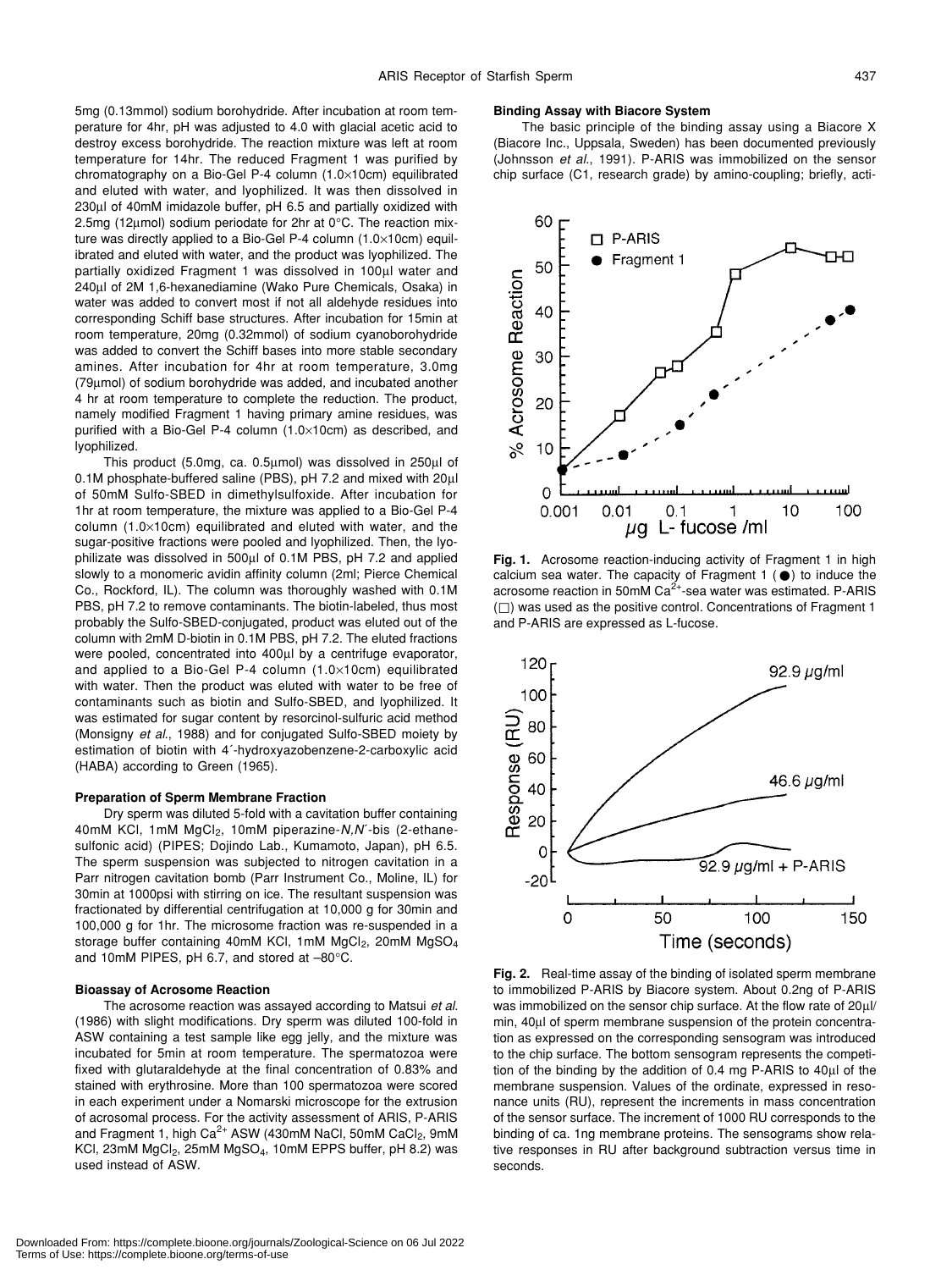5mg (0.13mmol) sodium borohydride. After incubation at room temperature for 4hr, pH was adjusted to 4.0 with glacial acetic acid to destroy excess borohydride. The reaction mixture was left at room temperature for 14hr. The reduced Fragment 1 was purified by chromatography on a Bio-Gel P-4 column (1.0×10cm) equilibrated and eluted with water, and lyophilized. It was then dissolved in 230μl of 40mM imidazole buffer, pH 6.5 and partially oxidized with 2.5mg (12μmol) sodium periodate for 2hr at 0°C. The reaction mixture was directly applied to a Bio-Gel P-4 column (1.0×10cm) equilibrated and eluted with water, and the product was lyophilized. The partially oxidized Fragment 1 was dissolved in 100μl water and 240μl of 2M 1,6-hexanediamine (Wako Pure Chemicals, Osaka) in water was added to convert most if not all aldehyde residues into corresponding Schiff base structures. After incubation for 15min at room temperature, 20mg (0.32mmol) of sodium cyanoborohydride was added to convert the Schiff bases into more stable secondary amines. After incubation for 4hr at room temperature, 3.0mg (79μmol) of sodium borohydride was added, and incubated another 4 hr at room temperature to complete the reduction. The product, namely modified Fragment 1 having primary amine residues, was purified with a Bio-Gel P-4 column (1.0×10cm) as described, and lyophilized.

This product (5.0mg, ca. 0.5μmol) was dissolved in 250μl of 0.1M phosphate-buffered saline (PBS), pH 7.2 and mixed with 20μl of 50mM Sulfo-SBED in dimethylsulfoxide. After incubation for 1hr at room temperature, the mixture was applied to a Bio-Gel P-4 column (1.0×10cm) equilibrated and eluted with water, and the sugar-positive fractions were pooled and lyophilized. Then, the lyophilizate was dissolved in 500μl of 0.1M PBS, pH 7.2 and applied slowly to a monomeric avidin affinity column (2ml; Pierce Chemical Co., Rockford, IL). The column was thoroughly washed with 0.1M PBS, pH 7.2 to remove contaminants. The biotin-labeled, thus most probably the Sulfo-SBED-conjugated, product was eluted out of the column with 2mM D-biotin in 0.1M PBS, pH 7.2. The eluted fractions were pooled, concentrated into 400μl by a centrifuge evaporator, and applied to a Bio-Gel P-4 column (1.0×10cm) equilibrated with water. Then the product was eluted with water to be free of contaminants such as biotin and Sulfo-SBED, and lyophilized. It was estimated for sugar content by resorcinol-sulfuric acid method (Monsigny *et al.*, 1988) and for conjugated Sulfo-SBED moiety by estimation of biotin with 4′-hydroxyazobenzene-2-carboxylic acid (HABA) according to Green (1965).

### Preparation of Sperm Membrane Fraction

Dry sperm was diluted 5-fold with a cavitation buffer containing 40mM KCl, 1mM $MgCl_2$, 10mM piperazine-*N,N′*-bis (2-ethanesulfonic acid) (PIPES; Dojindo Lab., Kumamoto, Japan), pH 6.5. The sperm suspension was subjected to nitrogen cavitation in a Parr nitrogen cavitation bomb (Parr Instrument Co., Moline, IL) for 30min at 1000psi with stirring on ice. The resultant suspension was fractionated by differential centrifugation at 10,000 g for 30min and 100,000 g for 1hr. The microsome fraction was re-suspended in a storage buffer containing 40mM KCl, 1mM $MgCl_2$, 20mM $MgSO_4$ and 10mM PIPES, pH 6.7, and stored at –80°C.

### Bioassay of Acrosome Reaction

The acrosome reaction was assayed according to Matsui *et al.* (1986) with slight modifications. Dry sperm was diluted 100-fold in ASW containing a test sample like egg jelly, and the mixture was incubated for 5min at room temperature. The spermatozoa were fixed with glutaraldehyde at the final concentration of 0.83% and stained with erythrosine. More than 100 spermatozoa were scored in each experiment under a Nomarski microscope for the extrusion of acrosomal process. For the activity assessment of ARIS, P-ARIS and Fragment 1, high $Ca^{2+}$ ASW (430mM NaCl, 50mM $CaCl_2$, 9mM KCl, 23mM $MgCl_2$, 25mM $MgSO_4$, 10mM EPPS buffer, pH 8.2) was used instead of ASW.

### Binding Assay with Biacore System

The basic principle of the binding assay using a Biacore X (Biacore Inc., Uppsala, Sweden) has been documented previously (Johnsson *et al.*, 1991). P-ARIS was immobilized on the sensor chip surface (C1, research grade) by amino-coupling; briefly, acti-

**Fig. 1.** Acrosome reaction-inducing activity of Fragment 1 in high calcium sea water. The capacity of Fragment 1 (●) to induce the acrosome reaction in 50mM $Ca^{2+}$-sea water was estimated. P-ARIS (□) was used as the positive control. Concentrations of Fragment 1 and P-ARIS are expressed as L-fucose.

**Fig. 2.** Real-time assay of the binding of isolated sperm membrane to immobilized P-ARIS by Biacore system. About 0.2ng of P-ARIS was immobilized on the sensor chip surface. At the flow rate of 20μl/min, 40μl of sperm membrane suspension of the protein concentration as expressed on the corresponding sensogram was introduced to the chip surface. The bottom sensogram represents the competition of the binding by the addition of 0.4 mg P-ARIS to 40μl of the membrane suspension. Values of the ordinate, expressed in resonance units (RU), represent the increments in mass concentration of the sensor surface. The increment of 1000 RU corresponds to the binding of ca. 1ng membrane proteins. The sensograms show relative responses in RU after background subtraction versus time in seconds.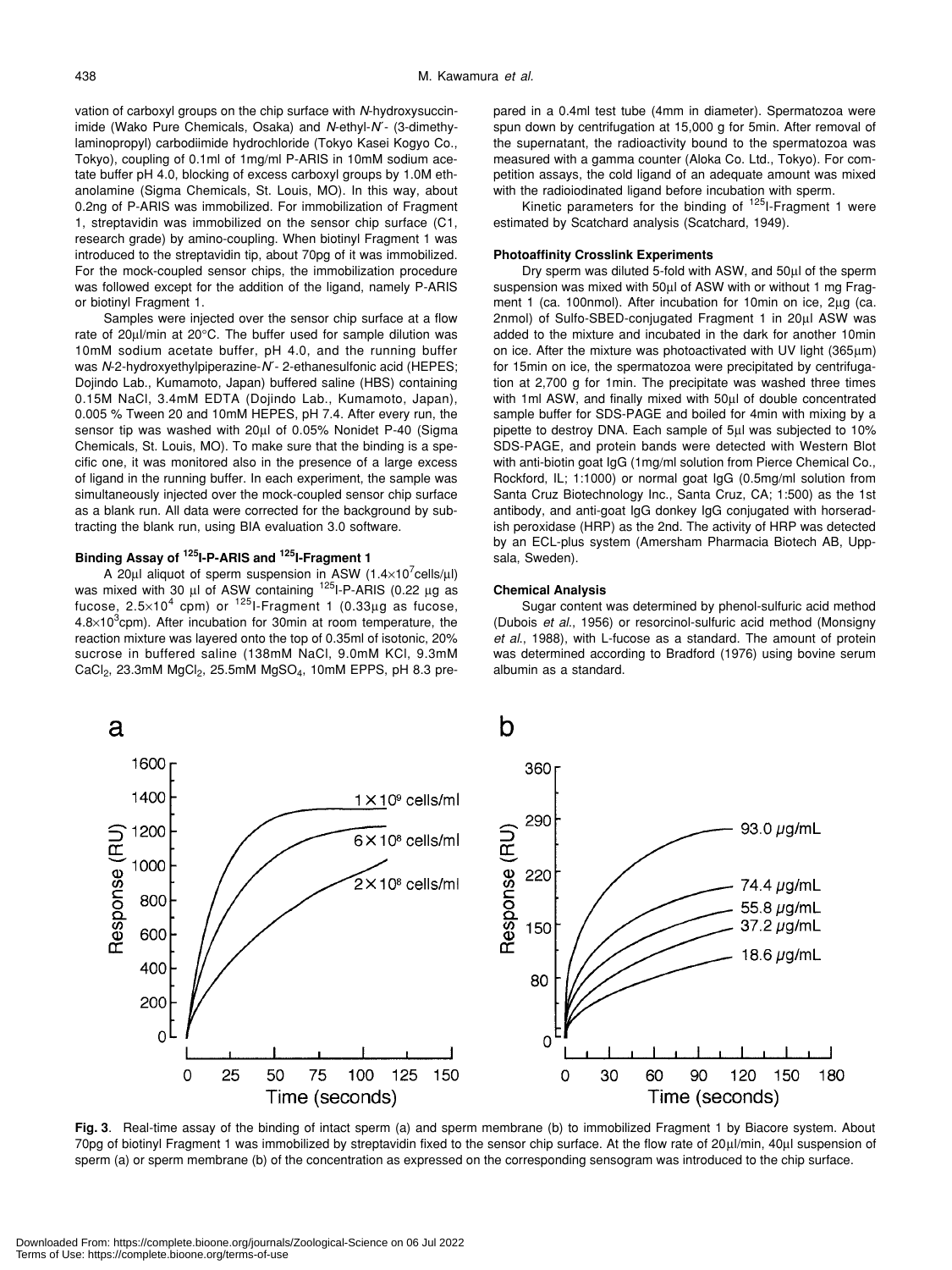vation of carboxyl groups on the chip surface with *N*-hydroxysuccinimide (Wako Pure Chemicals, Osaka) and *N*-ethyl-*N*´- (3-dimethylaminopropyl) carbodiimide hydrochloride (Tokyo Kasei Kogyo Co., Tokyo), coupling of 0.1ml of 1mg/ml P-ARIS in 10mM sodium acetate buffer pH 4.0, blocking of excess carboxyl groups by 1.0M ethanolamine (Sigma Chemicals, St. Louis, MO). In this way, about 0.2ng of P-ARIS was immobilized. For immobilization of Fragment 1, streptavidin was immobilized on the sensor chip surface (C1, research grade) by amino-coupling. When biotinyl Fragment 1 was introduced to the streptavidin tip, about 70pg of it was immobilized. For the mock-coupled sensor chips, the immobilization procedure was followed except for the addition of the ligand, namely P-ARIS or biotinyl Fragment 1.

Samples were injected over the sensor chip surface at a flow rate of 20µl/min at 20°C. The buffer used for sample dilution was 10mM sodium acetate buffer, pH 4.0, and the running buffer was *N*-2-hydroxyethylpiperazine-*N*´- 2-ethanesulfonic acid (HEPES; Dojindo Lab., Kumamoto, Japan) buffered saline (HBS) containing 0.15M NaCl, 3.4mM EDTA (Dojindo Lab., Kumamoto, Japan), 0.005 % Tween 20 and 10mM HEPES, pH 7.4. After every run, the sensor tip was washed with 20µl of 0.05% Nonidet P-40 (Sigma Chemicals, St. Louis, MO). To make sure that the binding is a specific one, it was monitored also in the presence of a large excess of ligand in the running buffer. In each experiment, the sample was simultaneously injected over the mock-coupled sensor chip surface as a blank run. All data were corrected for the background by subtracting the blank run, using BIA evaluation 3.0 software.

### Binding Assay of $^{125}$I-P-ARIS and $^{125}$I-Fragment 1

A 20µl aliquot of sperm suspension in ASW ($1.4\times10^7$cells/µl) was mixed with 30 µl of ASW containing $^{125}$I-P-ARIS (0.22 µg as fucose, $2.5\times10^4$ cpm) or $^{125}$I-Fragment 1 (0.33µg as fucose, $4.8\times10^3$cpm). After incubation for 30min at room temperature, the reaction mixture was layered onto the top of 0.35ml of isotonic, 20% sucrose in buffered saline (138mM NaCl, 9.0mM KCl, 9.3mM $CaCl_2$, 23.3mM $MgCl_2$, 25.5mM $MgSO_4$, 10mM EPPS, pH 8.3 prepared in a 0.4ml test tube (4mm in diameter). Spermatozoa were spun down by centrifugation at 15,000 g for 5min. After removal of the supernatant, the radioactivity bound to the spermatozoa was measured with a gamma counter (Aloka Co. Ltd., Tokyo). For competition assays, the cold ligand of an adequate amount was mixed with the radioiodinated ligand before incubation with sperm.

Kinetic parameters for the binding of $^{125}$I-Fragment 1 were estimated by Scatchard analysis (Scatchard, 1949).

### Photoaffinity Crosslink Experiments

Dry sperm was diluted 5-fold with ASW, and 50µl of the sperm suspension was mixed with 50µl of ASW with or without 1 mg Fragment 1 (ca. 100nmol). After incubation for 10min on ice, 2µg (ca. 2nmol) of Sulfo-SBED-conjugated Fragment 1 in 20µl ASW was added to the mixture and incubated in the dark for another 10min on ice. After the mixture was photoactivated with UV light (365µm) for 15min on ice, the spermatozoa were precipitated by centrifugation at 2,700 g for 1min. The precipitate was washed three times with 1ml ASW, and finally mixed with 50µl of double concentrated sample buffer for SDS-PAGE and boiled for 4min with mixing by a pipette to destroy DNA. Each sample of 5µl was subjected to 10% SDS-PAGE, and protein bands were detected with Western Blot with anti-biotin goat IgG (1mg/ml solution from Pierce Chemical Co., Rockford, IL; 1:1000) or normal goat IgG (0.5mg/ml solution from Santa Cruz Biotechnology Inc., Santa Cruz, CA; 1:500) as the 1st antibody, and anti-goat IgG donkey IgG conjugated with horseradish peroxidase (HRP) as the 2nd. The activity of HRP was detected by an ECL-plus system (Amersham Pharmacia Biotech AB, Uppsala, Sweden).

### Chemical Analysis

Sugar content was determined by phenol-sulfuric acid method (Dubois *et al.*, 1956) or resorcinol-sulfuric acid method (Monsigny *et al.*, 1988), with L-fucose as a standard. The amount of protein was determined according to Bradford (1976) using bovine serum albumin as a standard.

**Fig. 3**. Real-time assay of the binding of intact sperm (a) and sperm membrane (b) to immobilized Fragment 1 by Biacore system. About 70pg of biotinyl Fragment 1 was immobilized by streptavidin fixed to the sensor chip surface. At the flow rate of 20µl/min, 40µl suspension of sperm (a) or sperm membrane (b) of the concentration as expressed on the corresponding sensogram was introduced to the chip surface.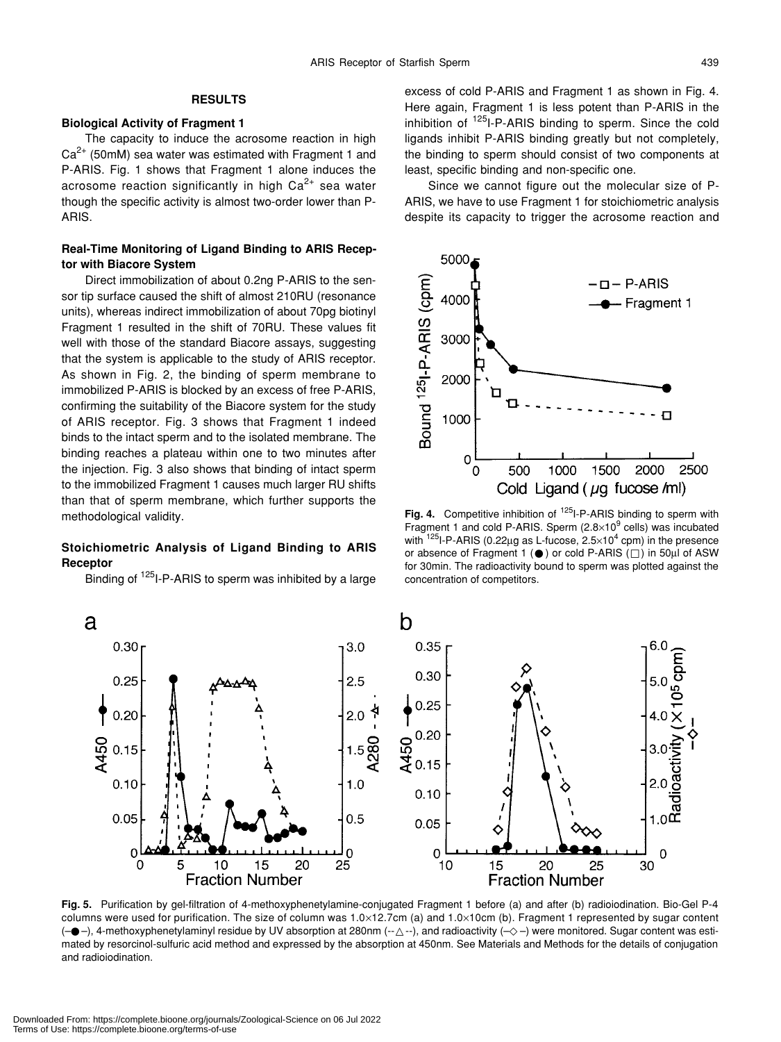## RESULTS

### Biological Activity of Fragment 1

The capacity to induce the acrosome reaction in high $Ca^{2+}$ (50mM) sea water was estimated with Fragment 1 and P-ARIS. Fig. 1 shows that Fragment 1 alone induces the acrosome reaction significantly in high $Ca^{2+}$ sea water though the specific activity is almost two-order lower than P-ARIS.

### Real-Time Monitoring of Ligand Binding to ARIS Receptor with Biacore System

Direct immobilization of about 0.2ng P-ARIS to the sensor tip surface caused the shift of almost 210RU (resonance units), whereas indirect immobilization of about 70pg biotinyl Fragment 1 resulted in the shift of 70RU. These values fit well with those of the standard Biacore assays, suggesting that the system is applicable to the study of ARIS receptor. As shown in Fig. 2, the binding of sperm membrane to immobilized P-ARIS is blocked by an excess of free P-ARIS, confirming the suitability of the Biacore system for the study of ARIS receptor. Fig. 3 shows that Fragment 1 indeed binds to the intact sperm and to the isolated membrane. The binding reaches a plateau within one to two minutes after the injection. Fig. 3 also shows that binding of intact sperm to the immobilized Fragment 1 causes much larger RU shifts than that of sperm membrane, which further supports the methodological validity.

### Stoichiometric Analysis of Ligand Binding to ARIS Receptor

Binding of $^{125}$I-P-ARIS to sperm was inhibited by a large excess of cold P-ARIS and Fragment 1 as shown in Fig. 4. Here again, Fragment 1 is less potent than P-ARIS in the inhibition of $^{125}$I-P-ARIS binding to sperm. Since the cold ligands inhibit P-ARIS binding greatly but not completely, the binding to sperm should consist of two components at least, specific binding and non-specific one.

Since we cannot figure out the molecular size of P-ARIS, we have to use Fragment 1 for stoichiometric analysis despite its capacity to trigger the acrosome reaction and

**Fig. 4.** Competitive inhibition of $^{125}$I-P-ARIS binding to sperm with Fragment 1 and cold P-ARIS. Sperm ($2.8\times10^9$ cells) was incubated with $^{125}$I-P-ARIS (0.22μg as L-fucose, $2.5\times10^4$ cpm) in the presence or absence of Fragment 1 (●) or cold P-ARIS (□) in 50μl of ASW for 30min. The radioactivity bound to sperm was plotted against the concentration of competitors.

**Fig. 5.** Purification by gel-filtration of 4-methoxyphenetylamine-conjugated Fragment 1 before (a) and after (b) radioiodination. Bio-Gel P-4 columns were used for purification. The size of column was $1.0\times12.7$cm (a) and $1.0\times10$cm (b). Fragment 1 represented by sugar content (–●–), 4-methoxyphenetylaminyl residue by UV absorption at 280nm (--△--), and radioactivity (–◇–) were monitored. Sugar content was estimated by resorcinol-sulfuric acid method and expressed by the absorption at 450nm. See Materials and Methods for the details of conjugation and radioiodination.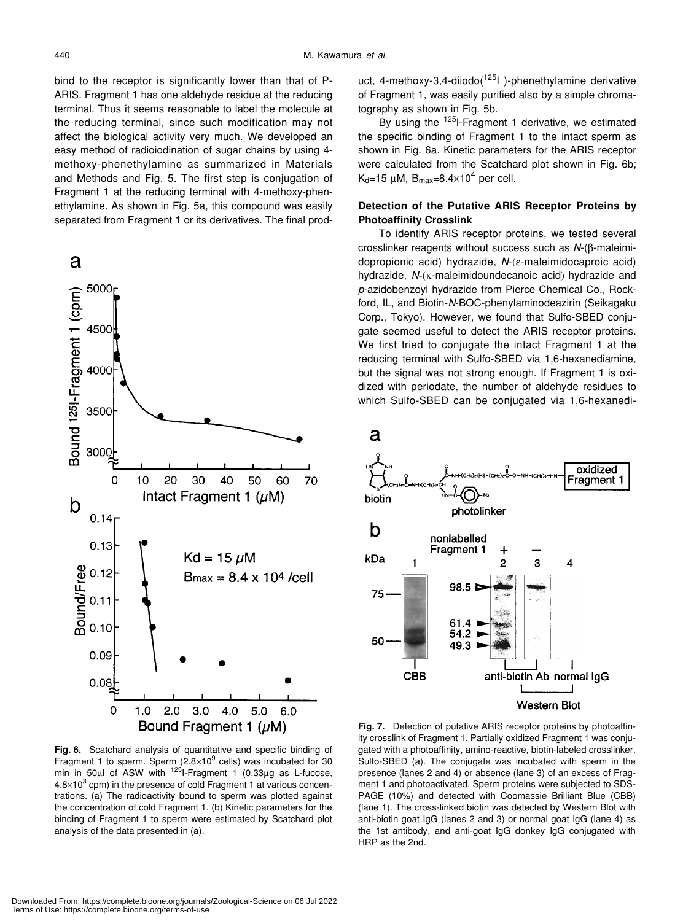bind to the receptor is significantly lower than that of P-ARIS. Fragment 1 has one aldehyde residue at the reducing terminal. Thus it seems reasonable to label the molecule at the reducing terminal, since such modification may not affect the biological activity very much. We developed an easy method of radioiodination of sugar chains by using 4-methoxy-phenethylamine as summarized in Materials and Methods and Fig. 5. The first step is conjugation of Fragment 1 at the reducing terminal with 4-methoxy-phenethylamine. As shown in Fig. 5a, this compound was easily separated from Fragment 1 or its derivatives. The final product, 4-methoxy-3,4-diiodo($^{125}$I)-phenethylamine derivative of Fragment 1, was easily purified also by a simple chromatography as shown in Fig. 5b.

By using the $^{125}$I-Fragment 1 derivative, we estimated the specific binding of Fragment 1 to the intact sperm as shown in Fig. 6a. Kinetic parameters for the ARIS receptor were calculated from the Scatchard plot shown in Fig. 6b; $K_d$=15 μM, $B_{max}$=8.4×10$^4$ per cell.

### Detection of the Putative ARIS Receptor Proteins by Photoaffinity Crosslink

To identify ARIS receptor proteins, we tested several crosslinker reagents without success such as *N*-(β-maleimidopropionic acid) hydrazide, *N*-(ε-maleimidocaproic acid) hydrazide, *N*-(κ-maleimidoundecanoic acid) hydrazide and *p*-azidobenzoyl hydrazide from Pierce Chemical Co., Rockford, IL, and Biotin-*N*-BOC-phenylaminodeazirin (Seikagaku Corp., Tokyo). However, we found that Sulfo-SBED conjugate seemed useful to detect the ARIS receptor proteins. We first tried to conjugate the intact Fragment 1 at the reducing terminal with Sulfo-SBED via 1,6-hexanediamine, but the signal was not strong enough. If Fragment 1 is oxidized with periodate, the number of aldehyde residues to which Sulfo-SBED can be conjugated via 1,6-hexanedi-

**Fig. 6.** Scatchard analysis of quantitative and specific binding of Fragment 1 to sperm. Sperm (2.8×10$^9$ cells) was incubated for 30 min in 50μl of ASW with $^{125}$I-Fragment 1 (0.33μg as L-fucose, 4.8×10$^3$ cpm) in the presence of cold Fragment 1 at various concentrations. (a) The radioactivity bound to sperm was plotted against the concentration of cold Fragment 1. (b) Kinetic parameters for the binding of Fragment 1 to sperm were estimated by Scatchard plot analysis of the data presented in (a).

**Fig. 7.** Detection of putative ARIS receptor proteins by photoaffinity crosslink of Fragment 1. Partially oxidized Fragment 1 was conjugated with a photoaffinity, amino-reactive, biotin-labeled crosslinker, Sulfo-SBED (a). The conjugate was incubated with sperm in the presence (lanes 2 and 4) or absence (lane 3) of an excess of Fragment 1 and photoactivated. Sperm proteins were subjected to SDS-PAGE (10%) and detected with Coomassie Brilliant Blue (CBB) (lane 1). The cross-linked biotin was detected by Western Blot with anti-biotin goat IgG (lanes 2 and 3) or normal goat IgG (lane 4) as the 1st antibody, and anti-goat IgG donkey IgG conjugated with HRP as the 2nd.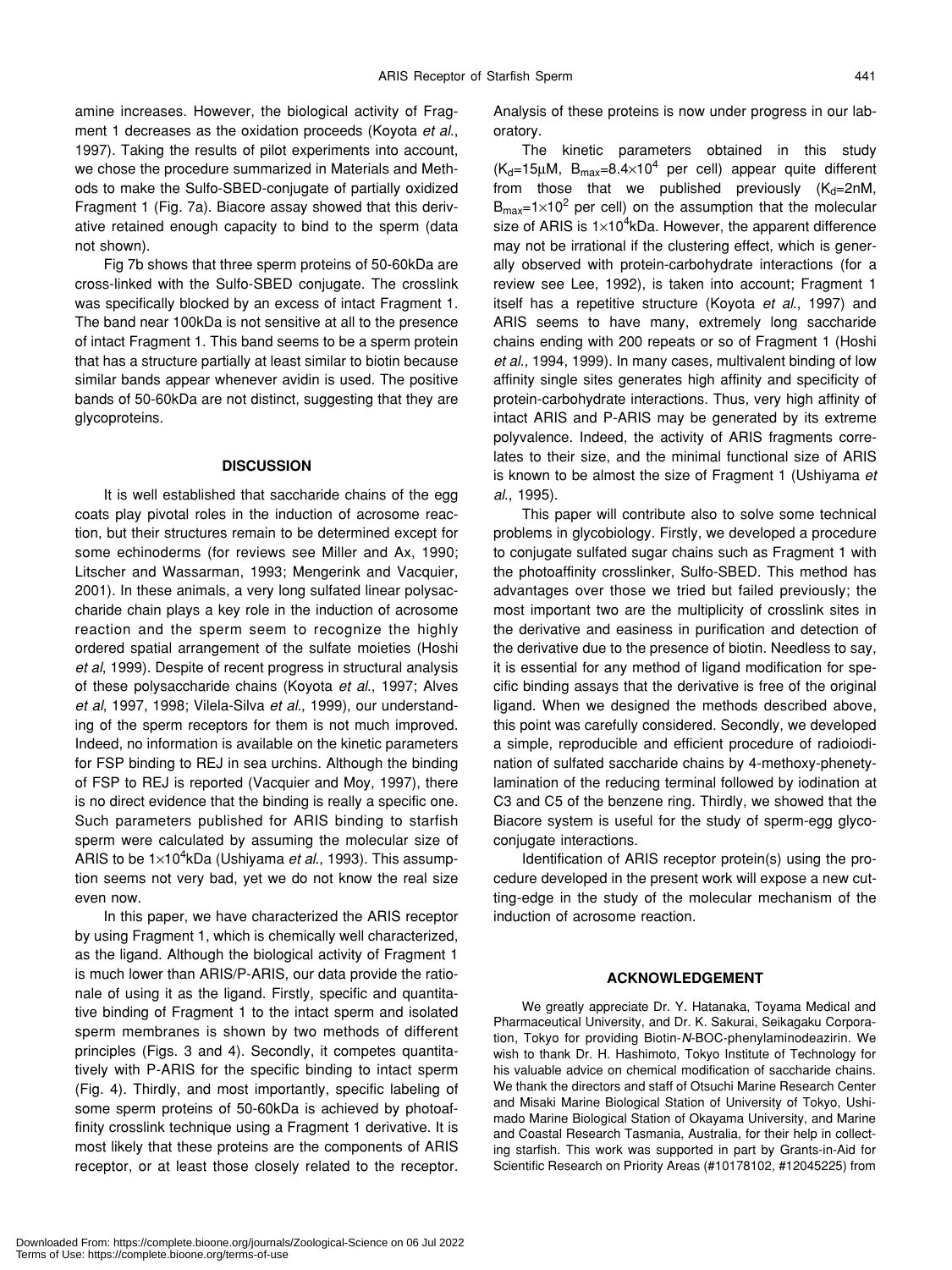amine increases. However, the biological activity of Fragment 1 decreases as the oxidation proceeds (Koyota *et al*., 1997). Taking the results of pilot experiments into account, we chose the procedure summarized in Materials and Methods to make the Sulfo-SBED-conjugate of partially oxidized Fragment 1 (Fig. 7a). Biacore assay showed that this derivative retained enough capacity to bind to the sperm (data not shown).

Fig 7b shows that three sperm proteins of 50-60kDa are cross-linked with the Sulfo-SBED conjugate. The crosslink was specifically blocked by an excess of intact Fragment 1. The band near 100kDa is not sensitive at all to the presence of intact Fragment 1. This band seems to be a sperm protein that has a structure partially at least similar to biotin because similar bands appear whenever avidin is used. The positive bands of 50-60kDa are not distinct, suggesting that they are glycoproteins.

## DISCUSSION

It is well established that saccharide chains of the egg coats play pivotal roles in the induction of acrosome reaction, but their structures remain to be determined except for some echinoderms (for reviews see Miller and Ax, 1990; Litscher and Wassarman, 1993; Mengerink and Vacquier, 2001). In these animals, a very long sulfated linear polysaccharide chain plays a key role in the induction of acrosome reaction and the sperm seem to recognize the highly ordered spatial arrangement of the sulfate moieties (Hoshi *et al*, 1999). Despite of recent progress in structural analysis of these polysaccharide chains (Koyota *et al*., 1997; Alves *et al*, 1997, 1998; Vilela-Silva *et al*., 1999), our understanding of the sperm receptors for them is not much improved. Indeed, no information is available on the kinetic parameters for FSP binding to REJ in sea urchins. Although the binding of FSP to REJ is reported (Vacquier and Moy, 1997), there is no direct evidence that the binding is really a specific one. Such parameters published for ARIS binding to starfish sperm were calculated by assuming the molecular size of ARIS to be $1\times10^4$kDa (Ushiyama *et al*., 1993). This assumption seems not very bad, yet we do not know the real size even now.

In this paper, we have characterized the ARIS receptor by using Fragment 1, which is chemically well characterized, as the ligand. Although the biological activity of Fragment 1 is much lower than ARIS/P-ARIS, our data provide the rationale of using it as the ligand. Firstly, specific and quantitative binding of Fragment 1 to the intact sperm and isolated sperm membranes is shown by two methods of different principles (Figs. 3 and 4). Secondly, it competes quantitatively with P-ARIS for the specific binding to intact sperm (Fig. 4). Thirdly, and most importantly, specific labeling of some sperm proteins of 50-60kDa is achieved by photoaffinity crosslink technique using a Fragment 1 derivative. It is most likely that these proteins are the components of ARIS receptor, or at least those closely related to the receptor. Analysis of these proteins is now under progress in our laboratory.

The kinetic parameters obtained in this study ($K_d$=15μM, $B_{max}$=$8.4\times10^4$ per cell) appear quite different from those that we published previously ($K_d$=2nM, $B_{max}$=$1\times10^2$ per cell) on the assumption that the molecular size of ARIS is $1\times10^4$kDa. However, the apparent difference may not be irrational if the clustering effect, which is generally observed with protein-carbohydrate interactions (for a review see Lee, 1992), is taken into account; Fragment 1 itself has a repetitive structure (Koyota *et al*., 1997) and ARIS seems to have many, extremely long saccharide chains ending with 200 repeats or so of Fragment 1 (Hoshi *et al*., 1994, 1999). In many cases, multivalent binding of low affinity single sites generates high affinity and specificity of protein-carbohydrate interactions. Thus, very high affinity of intact ARIS and P-ARIS may be generated by its extreme polyvalence. Indeed, the activity of ARIS fragments correlates to their size, and the minimal functional size of ARIS is known to be almost the size of Fragment 1 (Ushiyama *et al*., 1995).

This paper will contribute also to solve some technical problems in glycobiology. Firstly, we developed a procedure to conjugate sulfated sugar chains such as Fragment 1 with the photoaffinity crosslinker, Sulfo-SBED. This method has advantages over those we tried but failed previously; the most important two are the multiplicity of crosslink sites in the derivative and easiness in purification and detection of the derivative due to the presence of biotin. Needless to say, it is essential for any method of ligand modification for specific binding assays that the derivative is free of the original ligand. When we designed the methods described above, this point was carefully considered. Secondly, we developed a simple, reproducible and efficient procedure of radioiodination of sulfated saccharide chains by 4-methoxy-phenetylamination of the reducing terminal followed by iodination at C3 and C5 of the benzene ring. Thirdly, we showed that the Biacore system is useful for the study of sperm-egg glycoconjugate interactions.

Identification of ARIS receptor protein(s) using the procedure developed in the present work will expose a new cutting-edge in the study of the molecular mechanism of the induction of acrosome reaction.

## ACKNOWLEDGEMENT

We greatly appreciate Dr. Y. Hatanaka, Toyama Medical and Pharmaceutical University, and Dr. K. Sakurai, Seikagaku Corporation, Tokyo for providing Biotin-*N*-BOC-phenylaminodeazirin. We wish to thank Dr. H. Hashimoto, Tokyo Institute of Technology for his valuable advice on chemical modification of saccharide chains. We thank the directors and staff of Otsuchi Marine Research Center and Misaki Marine Biological Station of University of Tokyo, Ushimado Marine Biological Station of Okayama University, and Marine and Coastal Research Tasmania, Australia, for their help in collecting starfish. This work was supported in part by Grants-in-Aid for Scientific Research on Priority Areas (#10178102, #12045225) from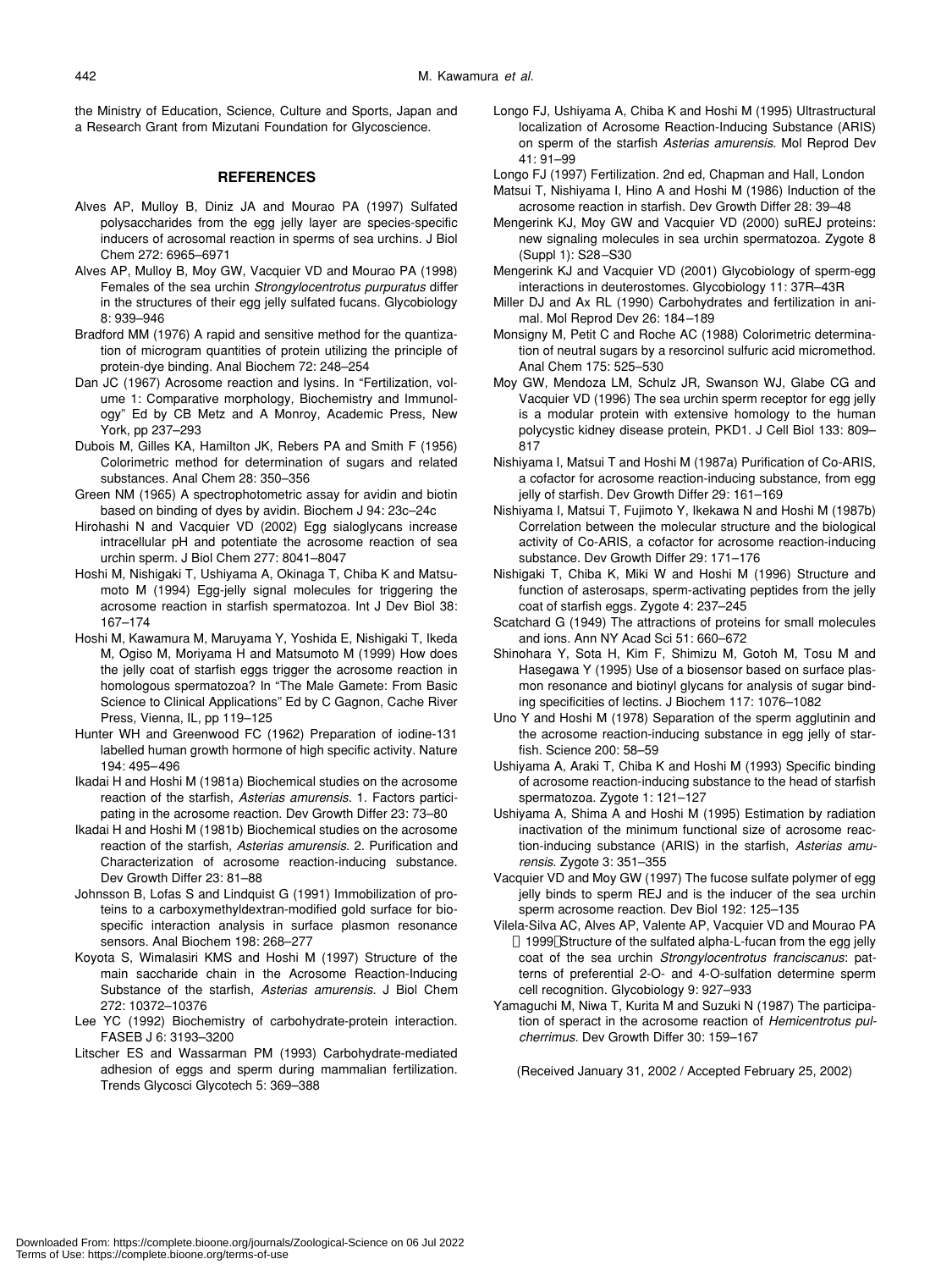the Ministry of Education, Science, Culture and Sports, Japan and a Research Grant from Mizutani Foundation for Glycoscience.

## REFERENCES

Alves AP, Mulloy B, Diniz JA and Mourao PA (1997) Sulfated polysaccharides from the egg jelly layer are species-specific inducers of acrosomal reaction in sperms of sea urchins. J Biol Chem 272: 6965–6971

Alves AP, Mulloy B, Moy GW, Vacquier VD and Mourao PA (1998) Females of the sea urchin *Strongylocentrotus purpuratus* differ in the structures of their egg jelly sulfated fucans. Glycobiology 8: 939–946

Bradford MM (1976) A rapid and sensitive method for the quantization of microgram quantities of protein utilizing the principle of protein-dye binding. Anal Biochem 72: 248–254

Dan JC (1967) Acrosome reaction and lysins. In "Fertilization, volume 1: Comparative morphology, Biochemistry and Immunology" Ed by CB Metz and A Monroy, Academic Press, New York, pp 237–293

Dubois M, Gilles KA, Hamilton JK, Rebers PA and Smith F (1956) Colorimetric method for determination of sugars and related substances. Anal Chem 28: 350–356

Green NM (1965) A spectrophotometric assay for avidin and biotin based on binding of dyes by avidin. Biochem J 94: 23c–24c

Hirohashi N and Vacquier VD (2002) Egg sialoglycans increase intracellular pH and potentiate the acrosome reaction of sea urchin sperm. J Biol Chem 277: 8041–8047

Hoshi M, Nishigaki T, Ushiyama A, Okinaga T, Chiba K and Matsumoto M (1994) Egg-jelly signal molecules for triggering the acrosome reaction in starfish spermatozoa. Int J Dev Biol 38: 167–174

Hoshi M, Kawamura M, Maruyama Y, Yoshida E, Nishigaki T, Ikeda M, Ogiso M, Moriyama H and Matsumoto M (1999) How does the jelly coat of starfish eggs trigger the acrosome reaction in homologous spermatozoa? In "The Male Gamete: From Basic Science to Clinical Applications" Ed by C Gagnon, Cache River Press, Vienna, IL, pp 119–125

Hunter WH and Greenwood FC (1962) Preparation of iodine-131 labelled human growth hormone of high specific activity. Nature 194: 495–496

Ikadai H and Hoshi M (1981a) Biochemical studies on the acrosome reaction of the starfish, *Asterias amurensis.* 1. Factors participating in the acrosome reaction. Dev Growth Differ 23: 73–80

Ikadai H and Hoshi M (1981b) Biochemical studies on the acrosome reaction of the starfish, *Asterias amurensis*. 2. Purification and Characterization of acrosome reaction-inducing substance. Dev Growth Differ 23: 81–88

Johnsson B, Lofas S and Lindquist G (1991) Immobilization of proteins to a carboxymethyldextran-modified gold surface for biospecific interaction analysis in surface plasmon resonance sensors. Anal Biochem 198: 268–277

Koyota S, Wimalasiri KMS and Hoshi M (1997) Structure of the main saccharide chain in the Acrosome Reaction-Inducing Substance of the starfish, *Asterias amurensis*. J Biol Chem 272: 10372–10376

Lee YC (1992) Biochemistry of carbohydrate-protein interaction. FASEB J 6: 3193–3200

Litscher ES and Wassarman PM (1993) Carbohydrate-mediated adhesion of eggs and sperm during mammalian fertilization. Trends Glycosci Glycotech 5: 369–388

Longo FJ, Ushiyama A, Chiba K and Hoshi M (1995) Ultrastructural localization of Acrosome Reaction-Inducing Substance (ARIS) on sperm of the starfish *Asterias amurensis*. Mol Reprod Dev 41: 91–99

Longo FJ (1997) Fertilization. 2nd ed, Chapman and Hall, London

Matsui T, Nishiyama I, Hino A and Hoshi M (1986) Induction of the acrosome reaction in starfish. Dev Growth Differ 28: 39–48

Mengerink KJ, Moy GW and Vacquier VD (2000) suREJ proteins: new signaling molecules in sea urchin spermatozoa. Zygote 8 (Suppl 1): S28–S30

Mengerink KJ and Vacquier VD (2001) Glycobiology of sperm-egg interactions in deuterostomes. Glycobiology 11: 37R–43R

Miller DJ and Ax RL (1990) Carbohydrates and fertilization in animal. Mol Reprod Dev 26: 184–189

Monsigny M, Petit C and Roche AC (1988) Colorimetric determination of neutral sugars by a resorcinol sulfuric acid micromethod. Anal Chem 175: 525–530

Moy GW, Mendoza LM, Schulz JR, Swanson WJ, Glabe CG and Vacquier VD (1996) The sea urchin sperm receptor for egg jelly is a modular protein with extensive homology to the human polycystic kidney disease protein, PKD1. J Cell Biol 133: 809–817

Nishiyama I, Matsui T and Hoshi M (1987a) Purification of Co-ARIS, a cofactor for acrosome reaction-inducing substance, from egg jelly of starfish. Dev Growth Differ 29: 161–169

Nishiyama I, Matsui T, Fujimoto Y, Ikekawa N and Hoshi M (1987b) Correlation between the molecular structure and the biological activity of Co-ARIS, a cofactor for acrosome reaction-inducing substance. Dev Growth Differ 29: 171–176

Nishigaki T, Chiba K, Miki W and Hoshi M (1996) Structure and function of asterosaps, sperm-activating peptides from the jelly coat of starfish eggs. Zygote 4: 237–245

Scatchard G (1949) The attractions of proteins for small molecules and ions. Ann NY Acad Sci 51: 660–672

Shinohara Y, Sota H, Kim F, Shimizu M, Gotoh M, Tosu M and Hasegawa Y (1995) Use of a biosensor based on surface plasmon resonance and biotinyl glycans for analysis of sugar binding specificities of lectins. J Biochem 117: 1076–1082

Uno Y and Hoshi M (1978) Separation of the sperm agglutinin and the acrosome reaction-inducing substance in egg jelly of starfish. Science 200: 58–59

Ushiyama A, Araki T, Chiba K and Hoshi M (1993) Specific binding of acrosome reaction-inducing substance to the head of starfish spermatozoa. Zygote 1: 121–127

Ushiyama A, Shima A and Hoshi M (1995) Estimation by radiation inactivation of the minimum functional size of acrosome reaction-inducing substance (ARIS) in the starfish, *Asterias amurensis*. Zygote 3: 351–355

Vacquier VD and Moy GW (1997) The fucose sulfate polymer of egg jelly binds to sperm REJ and is the inducer of the sea urchin sperm acrosome reaction. Dev Biol 192: 125–135

Vilela-Silva AC, Alves AP, Valente AP, Vacquier VD and Mourao PA (1999) Structure of the sulfated alpha-L-fucan from the egg jelly coat of the sea urchin *Strongylocentrotus franciscanus*: patterns of preferential 2-O- and 4-O-sulfation determine sperm cell recognition. Glycobiology 9: 927–933

Yamaguchi M, Niwa T, Kurita M and Suzuki N (1987) The participation of speract in the acrosome reaction of *Hemicentrotus pulcherrimus*. Dev Growth Differ 30: 159–167

(Received January 31, 2002 / Accepted February 25, 2002)